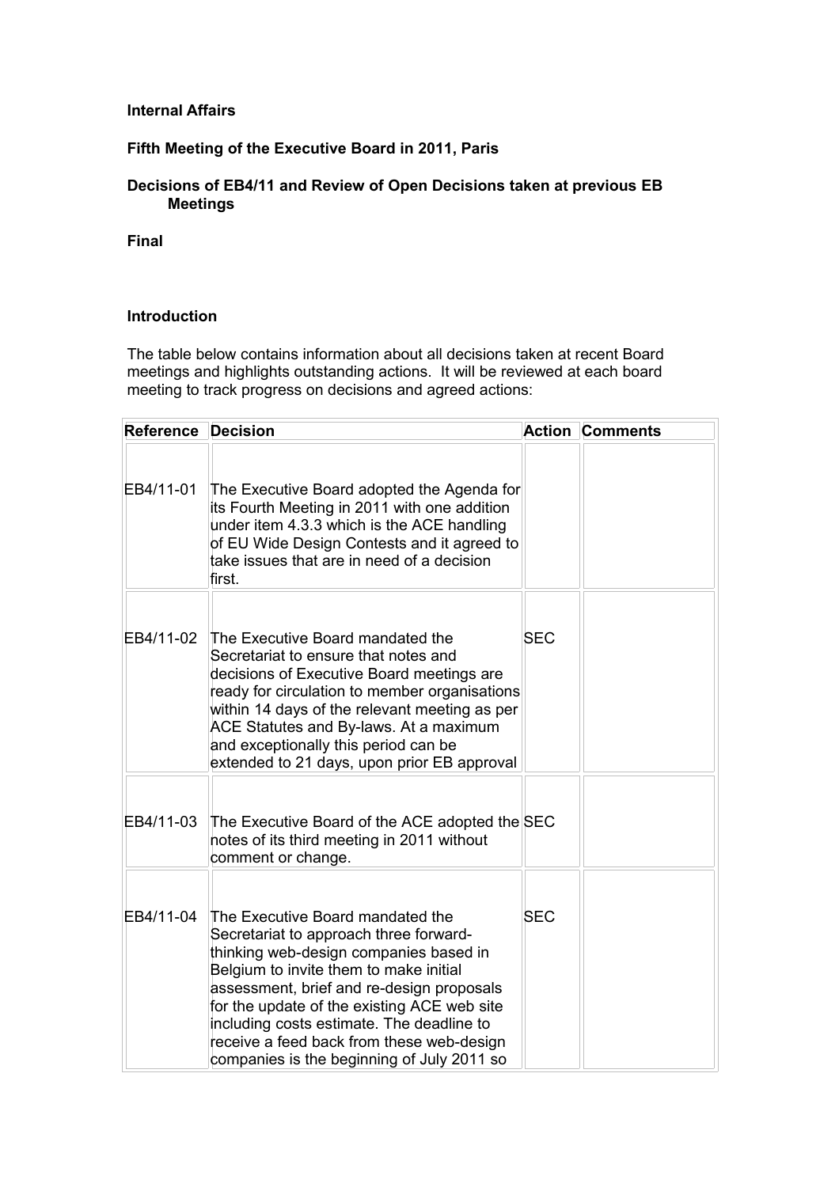**Internal Affairs**

**Fifth Meeting of the Executive Board in 2011, Paris**

**Decisions of EB4/11 and Review of Open Decisions taken at previous EB Meetings**

**Final**

**Introduction**

The table below contains information about all decisions taken at recent Board meetings and highlights outstanding actions. It will be reviewed at each board meeting to track progress on decisions and agreed actions:

| Reference | Decision | Action | Comments |
|---|---|---|---|
| EB4/11-01 | The Executive Board adopted the Agenda for its Fourth Meeting in 2011 with one addition under item 4.3.3 which is the ACE handling of EU Wide Design Contests and it agreed to take issues that are in need of a decision first. | | |
| EB4/11-02 | The Executive Board mandated the Secretariat to ensure that notes and decisions of Executive Board meetings are ready for circulation to member organisations within 14 days of the relevant meeting as per ACE Statutes and By-laws. At a maximum and exceptionally this period can be extended to 21 days, upon prior EB approval | SEC | |
| EB4/11-03 | The Executive Board of the ACE adopted the notes of its third meeting in 2011 without comment or change. | SEC | |
| EB4/11-04 | The Executive Board mandated the Secretariat to approach three forward-thinking web-design companies based in Belgium to invite them to make initial assessment, brief and re-design proposals for the update of the existing ACE web site including costs estimate. The deadline to receive a feed back from these web-design companies is the beginning of July 2011 so | SEC | |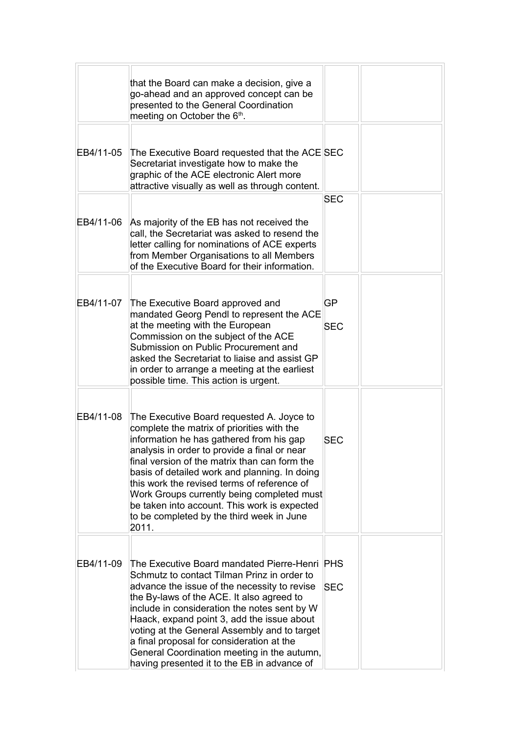| | | | |
|---|---|---|---|
| | that the Board can make a decision, give a go-ahead and an approved concept can be presented to the General Coordination meeting on October the 6th. | | |
| EB4/11-05 | The Executive Board requested that the ACE Secretariat investigate how to make the graphic of the ACE electronic Alert more attractive visually as well as through content. | SEC | |
| EB4/11-06 | As majority of the EB has not received the call, the Secretariat was asked to resend the letter calling for nominations of ACE experts from Member Organisations to all Members of the Executive Board for their information. | SEC | |
| EB4/11-07 | The Executive Board approved and mandated Georg Pendl to represent the ACE at the meeting with the European Commission on the subject of the ACE Submission on Public Procurement and asked the Secretariat to liaise and assist GP in order to arrange a meeting at the earliest possible time. This action is urgent. | GP<br><br>SEC | |
| EB4/11-08 | The Executive Board requested A. Joyce to complete the matrix of priorities with the information he has gathered from his gap analysis in order to provide a final or near final version of the matrix than can form the basis of detailed work and planning. In doing this work the revised terms of reference of Work Groups currently being completed must be taken into account. This work is expected to be completed by the third week in June 2011. | SEC | |
| EB4/11-09 | The Executive Board mandated Pierre-Henri Schmutz to contact Tilman Prinz in order to advance the issue of the necessity to revise the By-laws of the ACE. It also agreed to include in consideration the notes sent by W Haack, expand point 3, add the issue about voting at the General Assembly and to target a final proposal for consideration at the General Coordination meeting in the autumn, having presented it to the EB in advance of | PHS<br><br>SEC | |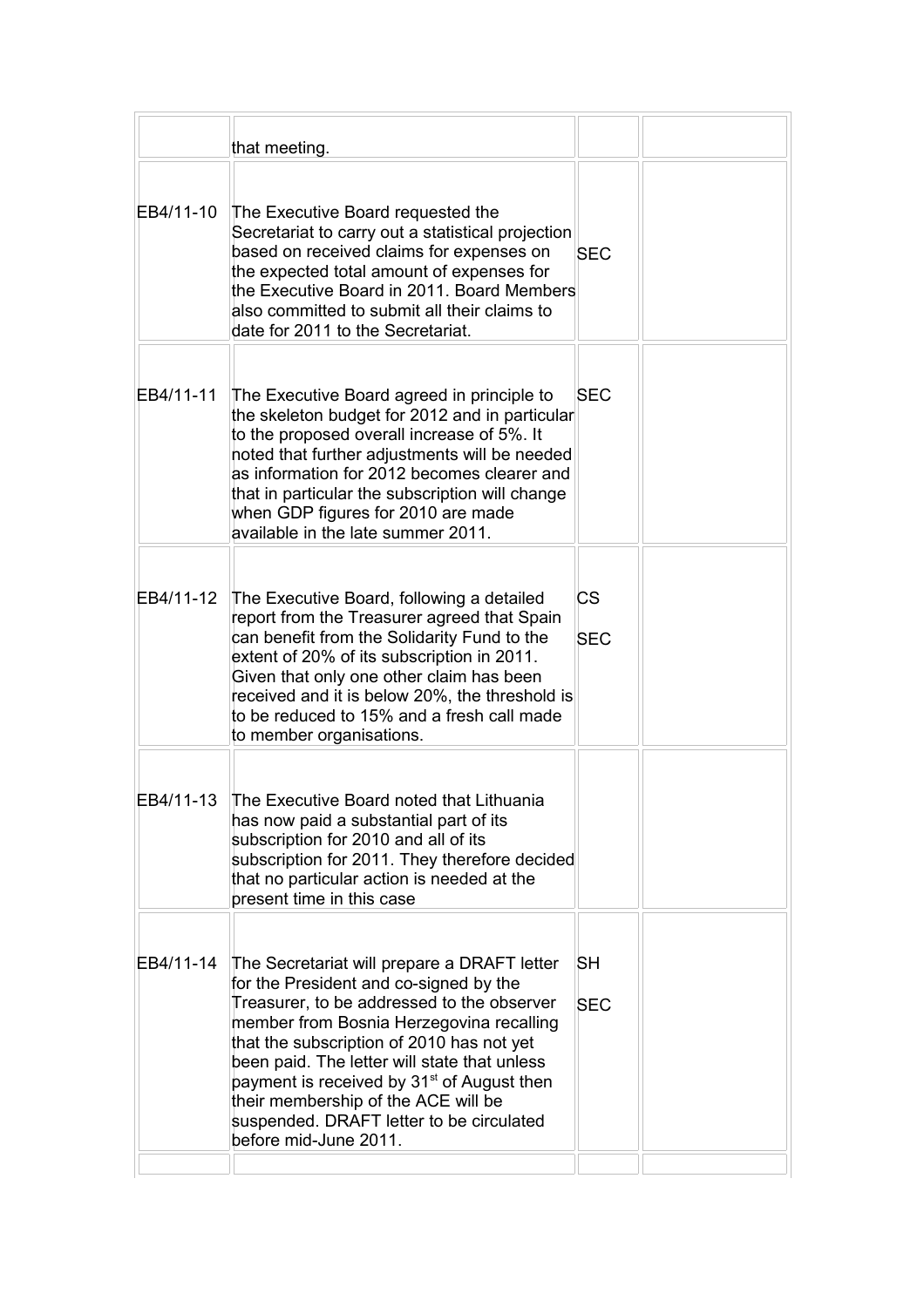| | | | |
|---|---|---|---|
| | that meeting. | | |
| EB4/11-10 | The Executive Board requested the Secretariat to carry out a statistical projection based on received claims for expenses on the expected total amount of expenses for the Executive Board in 2011. Board Members also committed to submit all their claims to date for 2011 to the Secretariat. | SEC | |
| EB4/11-11 | The Executive Board agreed in principle to the skeleton budget for 2012 and in particular to the proposed overall increase of 5%. It noted that further adjustments will be needed as information for 2012 becomes clearer and that in particular the subscription will change when GDP figures for 2010 are made available in the late summer 2011. | SEC | |
| EB4/11-12 | The Executive Board, following a detailed report from the Treasurer agreed that Spain can benefit from the Solidarity Fund to the extent of 20% of its subscription in 2011. Given that only one other claim has been received and it is below 20%, the threshold is to be reduced to 15% and a fresh call made to member organisations. | CS<br>SEC | |
| EB4/11-13 | The Executive Board noted that Lithuania has now paid a substantial part of its subscription for 2010 and all of its subscription for 2011. They therefore decided that no particular action is needed at the present time in this case | | |
| EB4/11-14 | The Secretariat will prepare a DRAFT letter for the President and co-signed by the Treasurer, to be addressed to the observer member from Bosnia Herzegovina recalling that the subscription of 2010 has not yet been paid. The letter will state that unless payment is received by 31st of August then their membership of the ACE will be suspended. DRAFT letter to be circulated before mid-June 2011. | SH<br>SEC | |
| | | | |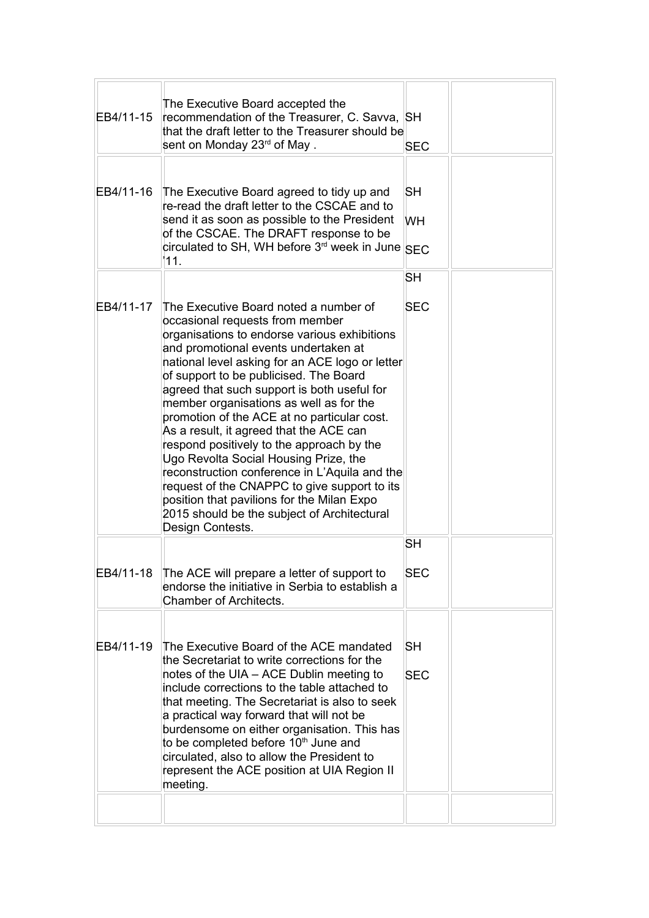| | | | |
|---|---|---|---|
| EB4/11-15 | The Executive Board accepted the recommendation of the Treasurer, C. Savva, that the draft letter to the Treasurer should be sent on Monday 23rd of May . | SH<br><br>SEC | |
| EB4/11-16 | The Executive Board agreed to tidy up and re-read the draft letter to the CSCAE and to send it as soon as possible to the President of the CSCAE. The DRAFT response to be circulated to SH, WH before 3rd week in June '11. | SH<br><br>WH<br><br>SEC | |
| EB4/11-17 | The Executive Board noted a number of occasional requests from member organisations to endorse various exhibitions and promotional events undertaken at national level asking for an ACE logo or letter of support to be publicised. The Board agreed that such support is both useful for member organisations as well as for the promotion of the ACE at no particular cost. As a result, it agreed that the ACE can respond positively to the approach by the Ugo Revolta Social Housing Prize, the reconstruction conference in L'Aquila and the request of the CNAPPC to give support to its position that pavilions for the Milan Expo 2015 should be the subject of Architectural Design Contests. | SH<br><br>SEC | |
| EB4/11-18 | The ACE will prepare a letter of support to endorse the initiative in Serbia to establish a Chamber of Architects. | SH<br><br>SEC | |
| EB4/11-19 | The Executive Board of the ACE mandated the Secretariat to write corrections for the notes of the UIA – ACE Dublin meeting to include corrections to the table attached to that meeting. The Secretariat is also to seek a practical way forward that will not be burdensome on either organisation. This has to be completed before 10th June and circulated, also to allow the President to represent the ACE position at UIA Region II meeting. | SH<br><br>SEC | |
| | | | |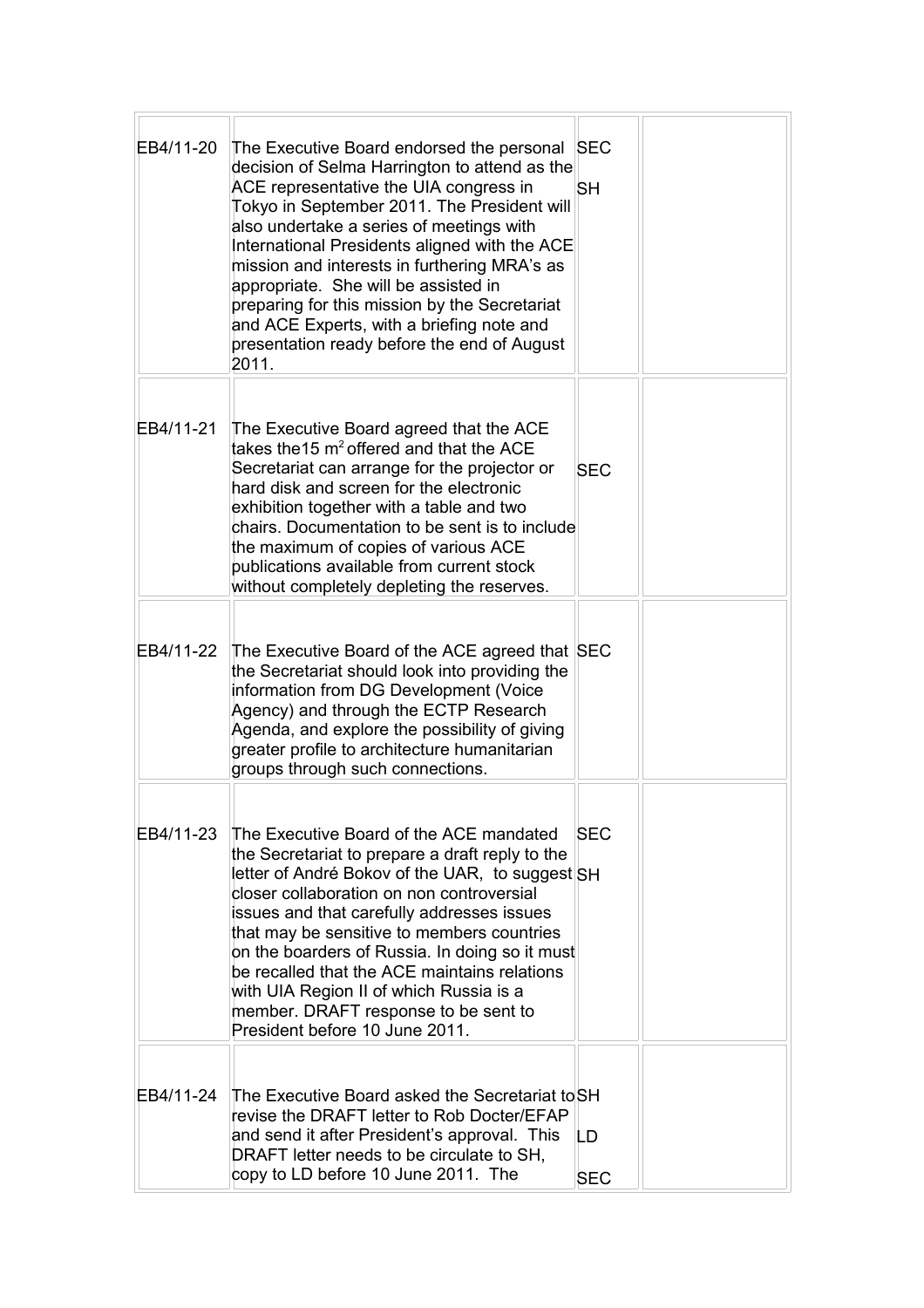| | | | |
|---|---|---|---|
| EB4/11-20 | The Executive Board endorsed the personal decision of Selma Harrington to attend as the ACE representative the UIA congress in Tokyo in September 2011. The President will also undertake a series of meetings with International Presidents aligned with the ACE mission and interests in furthering MRA's as appropriate. She will be assisted in preparing for this mission by the Secretariat and ACE Experts, with a briefing note and presentation ready before the end of August 2011. | SEC<br><br>SH | |
| EB4/11-21 | The Executive Board agreed that the ACE takes the15 $m^2$ offered and that the ACE Secretariat can arrange for the projector or hard disk and screen for the electronic exhibition together with a table and two chairs. Documentation to be sent is to include the maximum of copies of various ACE publications available from current stock without completely depleting the reserves. | SEC | |
| EB4/11-22 | The Executive Board of the ACE agreed that the Secretariat should look into providing the information from DG Development (Voice Agency) and through the ECTP Research Agenda, and explore the possibility of giving greater profile to architecture humanitarian groups through such connections. | SEC | |
| EB4/11-23 | The Executive Board of the ACE mandated the Secretariat to prepare a draft reply to the letter of André Bokov of the UAR, to suggest closer collaboration on non controversial issues and that carefully addresses issues that may be sensitive to members countries on the boarders of Russia. In doing so it must be recalled that the ACE maintains relations with UIA Region II of which Russia is a member. DRAFT response to be sent to President before 10 June 2011. | SEC<br><br>SH | |
| EB4/11-24 | The Executive Board asked the Secretariat to revise the DRAFT letter to Rob Docter/EFAP and send it after President's approval. This DRAFT letter needs to be circulate to SH, copy to LD before 10 June 2011. The | SH<br><br>LD<br><br>SEC | |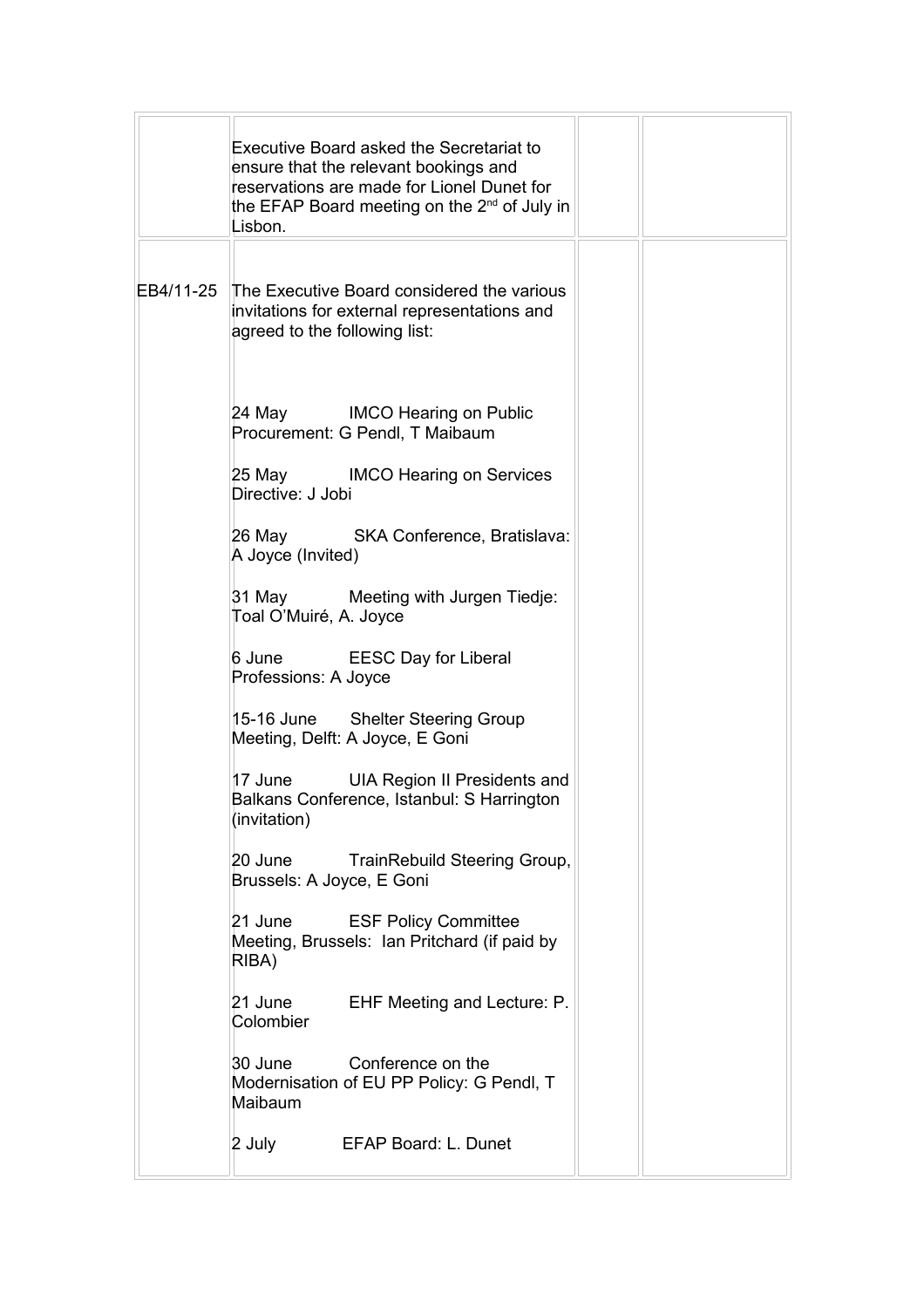| | | | |
|---|---|---|---|
| | Executive Board asked the Secretariat to ensure that the relevant bookings and reservations are made for Lionel Dunet for the EFAP Board meeting on the 2nd of July in Lisbon. | | |
| EB4/11-25 | The Executive Board considered the various invitations for external representations and agreed to the following list:<br><br>24 May IMCO Hearing on Public Procurement: G Pendl, T Maibaum<br><br>25 May IMCO Hearing on Services Directive: J Jobi<br><br>26 May SKA Conference, Bratislava: A Joyce (Invited)<br><br>31 May Meeting with Jurgen Tiedje: Toal O'Muiré, A. Joyce<br><br>6 June EESC Day for Liberal Professions: A Joyce<br><br>15-16 June Shelter Steering Group Meeting, Delft: A Joyce, E Goni<br><br>17 June UIA Region II Presidents and Balkans Conference, Istanbul: S Harrington (invitation)<br><br>20 June TrainRebuild Steering Group, Brussels: A Joyce, E Goni<br><br>21 June ESF Policy Committee Meeting, Brussels: Ian Pritchard (if paid by RIBA)<br><br>21 June EHF Meeting and Lecture: P. Colombier<br><br>30 June Conference on the Modernisation of EU PP Policy: G Pendl, T Maibaum<br><br>2 July EFAP Board: L. Dunet | | |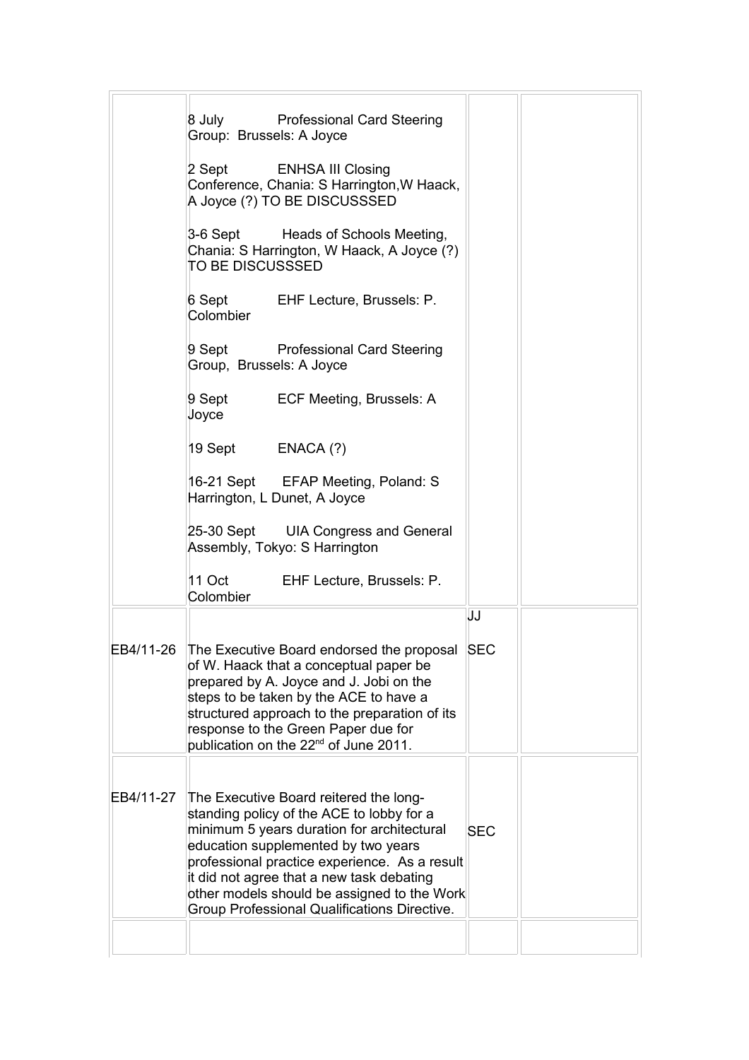| | | | |
|---|---|---|---|
| | 8 July Professional Card Steering Group: Brussels: A Joyce<br><br>2 Sept ENHSA III Closing Conference, Chania: S Harrington, W Haack, A Joyce (?) TO BE DISCUSSSED<br><br>3-6 Sept Heads of Schools Meeting, Chania: S Harrington, W Haack, A Joyce (?) TO BE DISCUSSSED<br><br>6 Sept EHF Lecture, Brussels: P. Colombier<br><br>9 Sept Professional Card Steering Group, Brussels: A Joyce<br><br>9 Sept ECF Meeting, Brussels: A Joyce<br><br>19 Sept ENACA (?)<br><br>16-21 Sept EFAP Meeting, Poland: S Harrington, L Dunet, A Joyce<br><br>25-30 Sept UIA Congress and General Assembly, Tokyo: S Harrington<br><br>11 Oct EHF Lecture, Brussels: P. Colombier | | |
| EB4/11-26 | The Executive Board endorsed the proposal of W. Haack that a conceptual paper be prepared by A. Joyce and J. Jobi on the steps to be taken by the ACE to have a structured approach to the preparation of its response to the Green Paper due for publication on the 22nd of June 2011. | JJ<br><br>SEC | |
| EB4/11-27 | The Executive Board reitered the long-standing policy of the ACE to lobby for a minimum 5 years duration for architectural education supplemented by two years professional practice experience. As a result it did not agree that a new task debating other models should be assigned to the Work Group Professional Qualifications Directive. | SEC | |
| | | | |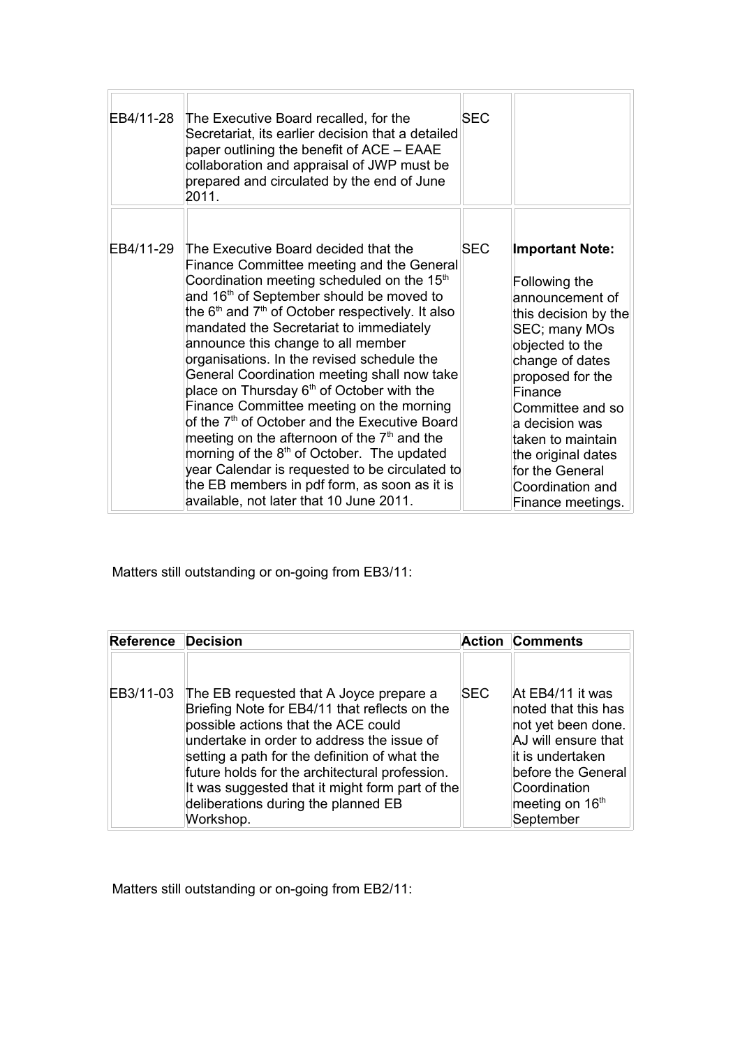| | | | |
|---|---|---|---|
| EB4/11-28 | The Executive Board recalled, for the Secretariat, its earlier decision that a detailed paper outlining the benefit of ACE – EAAE collaboration and appraisal of JWP must be prepared and circulated by the end of June 2011. | SEC | |
| EB4/11-29 | The Executive Board decided that the Finance Committee meeting and the General Coordination meeting scheduled on the 15th and 16th of September should be moved to the 6th and 7th of October respectively. It also mandated the Secretariat to immediately announce this change to all member organisations. In the revised schedule the General Coordination meeting shall now take place on Thursday 6th of October with the Finance Committee meeting on the morning of the 7th of October and the Executive Board meeting on the afternoon of the 7th and the morning of the 8th of October. The updated year Calendar is requested to be circulated to the EB members in pdf form, as soon as it is available, not later that 10 June 2011. | SEC | **Important Note:** Following the announcement of this decision by the SEC; many MOs objected to the change of dates proposed for the Finance Committee and so a decision was taken to maintain the original dates for the General Coordination and Finance meetings. |

Matters still outstanding or on-going from EB3/11:

| Reference | Decision | Action | Comments |
|---|---|---|---|
| EB3/11-03 | The EB requested that A Joyce prepare a Briefing Note for EB4/11 that reflects on the possible actions that the ACE could undertake in order to address the issue of setting a path for the definition of what the future holds for the architectural profession. It was suggested that it might form part of the deliberations during the planned EB Workshop. | SEC | At EB4/11 it was noted that this has not yet been done. AJ will ensure that it is undertaken before the General Coordination meeting on 16th September |

Matters still outstanding or on-going from EB2/11: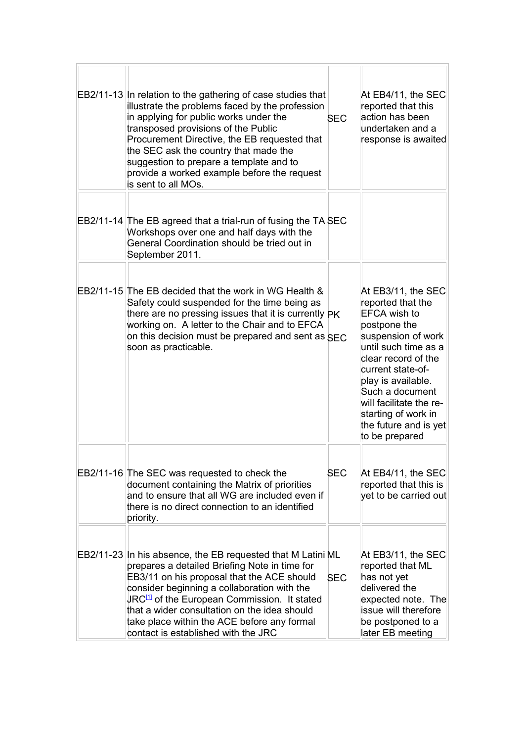| | | | |
|---|---|---|---|
| EB2/11-13 | In relation to the gathering of case studies that illustrate the problems faced by the profession in applying for public works under the transposed provisions of the Public Procurement Directive, the EB requested that the SEC ask the country that made the suggestion to prepare a template and to provide a worked example before the request is sent to all MOs. | SEC | At EB4/11, the SEC reported that this action has been undertaken and a response is awaited |
| EB2/11-14 | The EB agreed that a trial-run of fusing the TA Workshops over one and half days with the General Coordination should be tried out in September 2011. | SEC | |
| EB2/11-15 | The EB decided that the work in WG Health & Safety could suspended for the time being as there are no pressing issues that it is currently working on. A letter to the Chair and to EFCA on this decision must be prepared and sent as soon as practicable. | PK<br>SEC | At EB3/11, the SEC reported that the EFCA wish to postpone the suspension of work until such time as a clear record of the current state-of-play is available. Such a document will facilitate the re-starting of work in the future and is yet to be prepared |
| EB2/11-16 | The SEC was requested to check the document containing the Matrix of priorities and to ensure that all WG are included even if there is no direct connection to an identified priority. | SEC | At EB4/11, the SEC reported that this is yet to be carried out |
| EB2/11-23 | In his absence, the EB requested that M Latini prepares a detailed Briefing Note in time for EB3/11 on his proposal that the ACE should consider beginning a collaboration with the JRC[1] of the European Commission. It stated that a wider consultation on the idea should take place within the ACE before any formal contact is established with the JRC | ML<br>SEC | At EB3/11, the SEC reported that ML has not yet delivered the expected note. The issue will therefore be postponed to a later EB meeting |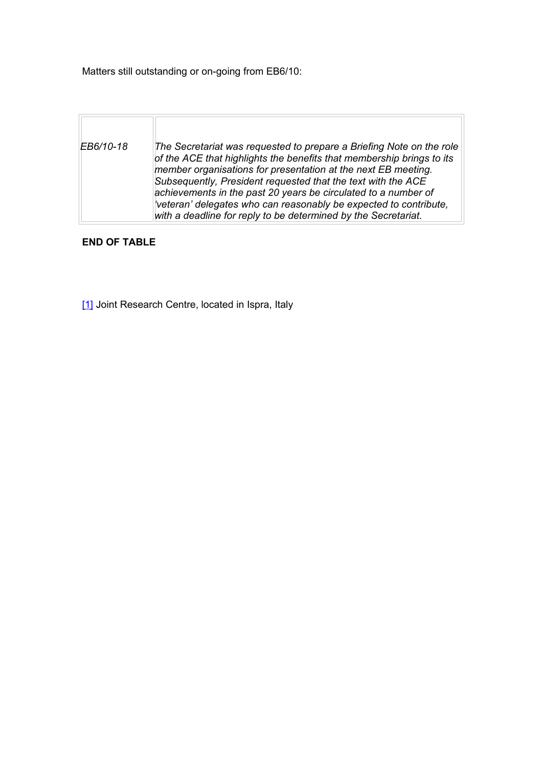Matters still outstanding or on-going from EB6/10:

| | |
|---|---|
| *EB6/10-18* | *The Secretariat was requested to prepare a Briefing Note on the role of the ACE that highlights the benefits that membership brings to its member organisations for presentation at the next EB meeting. Subsequently, President requested that the text with the ACE achievements in the past 20 years be circulated to a number of 'veteran' delegates who can reasonably be expected to contribute, with a deadline for reply to be determined by the Secretariat.* |

**END OF TABLE**

[1] Joint Research Centre, located in Ispra, Italy